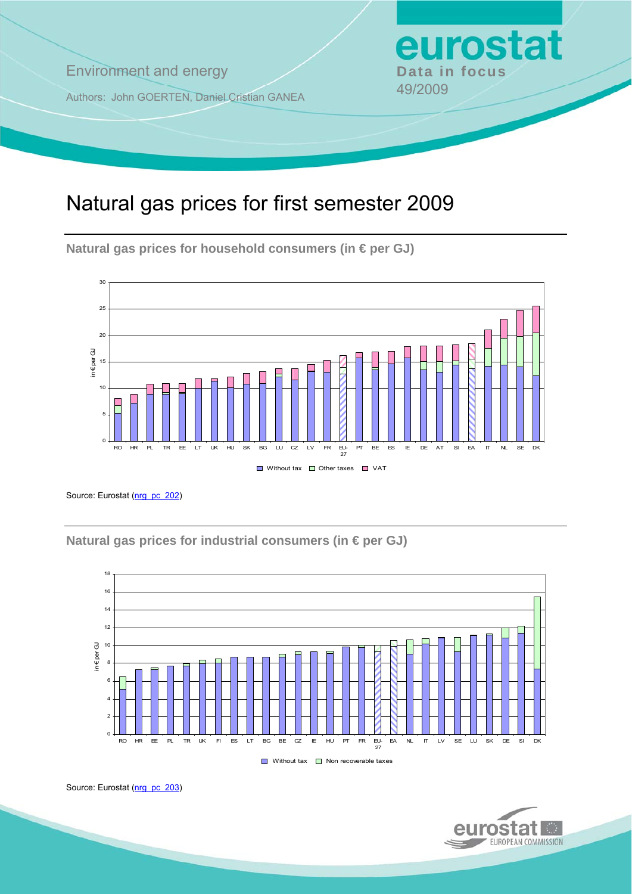Environment and energy

Authors: John GOERTEN, Daniel Cristian GANEA

**eurostat**

**Data in focus**

49/2009

# Natural gas prices for first semester 2009

## Natural gas prices for household consumers (in € per GJ)

Source: Eurostat (nrg_pc_202)

## Natural gas prices for industrial consumers (in € per GJ)

Source: Eurostat (nrg_pc_203)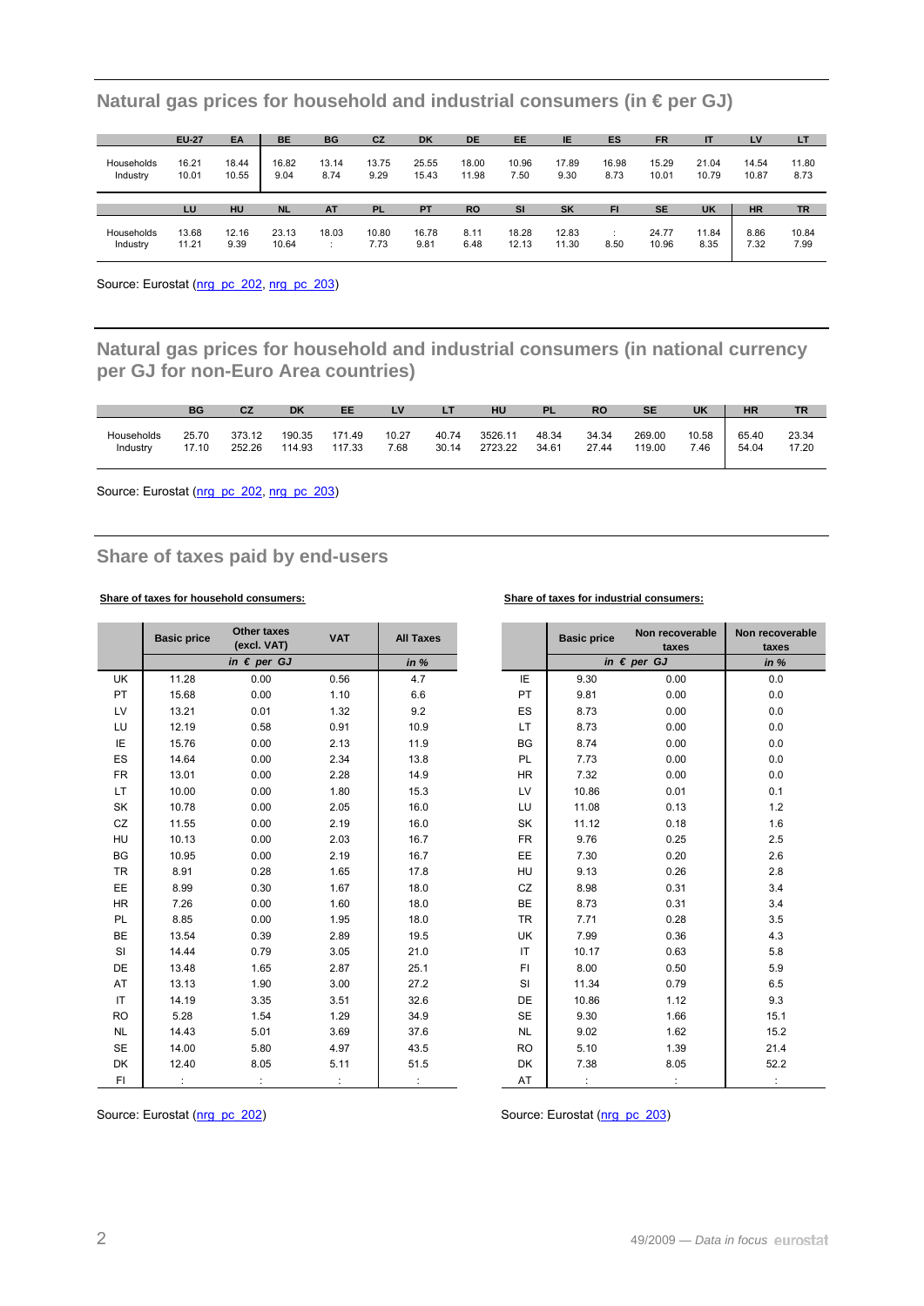## Natural gas prices for household and industrial consumers (in € per GJ)

| | EU-27 | EA | BE | BG | CZ | DK | DE | EE | IE | ES | FR | IT | LV | LT |
|---|---|---|---|---|---|---|---|---|---|---|---|---|---|---|
| Households | 16.21 | 18.44 | 16.82 | 13.14 | 13.75 | 25.55 | 18.00 | 10.96 | 17.89 | 16.98 | 15.29 | 21.04 | 14.54 | 11.80 |
| Industry | 10.01 | 10.55 | 9.04 | 8.74 | 9.29 | 15.43 | 11.98 | 7.50 | 9.30 | 8.73 | 10.01 | 10.79 | 10.87 | 8.73 |

| | LU | HU | NL | AT | PL | PT | RO | SI | SK | FI | SE | UK | HR | TR |
|---|---|---|---|---|---|---|---|---|---|---|---|---|---|---|
| Households | 13.68 | 12.16 | 23.13 | 18.03 | 10.80 | 16.78 | 8.11 | 18.28 | 12.83 | : | 24.77 | 11.84 | 8.86 | 10.84 |
| Industry | 11.21 | 9.39 | 10.64 | : | 7.73 | 9.81 | 6.48 | 12.13 | 11.30 | 8.50 | 10.96 | 8.35 | 7.32 | 7.99 |

Source: Eurostat (nrg_pc_202, nrg_pc_203)

## Natural gas prices for household and industrial consumers (in national currency per GJ for non-Euro Area countries)

| | BG | CZ | DK | EE | LV | LT | HU | PL | RO | SE | UK | HR | TR |
|---|---|---|---|---|---|---|---|---|---|---|---|---|---|
| Households | 25.70 | 373.12 | 190.35 | 171.49 | 10.27 | 40.74 | 3526.11 | 48.34 | 34.34 | 269.00 | 10.58 | 65.40 | 23.34 |
| Industry | 17.10 | 252.26 | 114.93 | 117.33 | 7.68 | 30.14 | 2723.22 | 34.61 | 27.44 | 119.00 | 7.46 | 54.04 | 17.20 |

Source: Eurostat (nrg_pc_202, nrg_pc_203)

## Share of taxes paid by end-users

**Share of taxes for household consumers:**

| | Basic price | Other taxes (excl. VAT) | VAT | All Taxes |
|---|---|---|---|---|
| | *in € per GJ* | | | *in %* |
| UK | 11.28 | 0.00 | 0.56 | 4.7 |
| PT | 15.68 | 0.00 | 1.10 | 6.6 |
| LV | 13.21 | 0.01 | 1.32 | 9.2 |
| LU | 12.19 | 0.58 | 0.91 | 10.9 |
| IE | 15.76 | 0.00 | 2.13 | 11.9 |
| ES | 14.64 | 0.00 | 2.34 | 13.8 |
| FR | 13.01 | 0.00 | 2.28 | 14.9 |
| LT | 10.00 | 0.00 | 1.80 | 15.3 |
| SK | 10.78 | 0.00 | 2.05 | 16.0 |
| CZ | 11.55 | 0.00 | 2.19 | 16.0 |
| HU | 10.13 | 0.00 | 2.03 | 16.7 |
| BG | 10.95 | 0.00 | 2.19 | 16.7 |
| TR | 8.91 | 0.28 | 1.65 | 17.8 |
| EE | 8.99 | 0.30 | 1.67 | 18.0 |
| HR | 7.26 | 0.00 | 1.60 | 18.0 |
| PL | 8.85 | 0.00 | 1.95 | 18.0 |
| BE | 13.54 | 0.39 | 2.89 | 19.5 |
| SI | 14.44 | 0.79 | 3.05 | 21.0 |
| DE | 13.48 | 1.65 | 2.87 | 25.1 |
| AT | 13.13 | 1.90 | 3.00 | 27.2 |
| IT | 14.19 | 3.35 | 3.51 | 32.6 |
| RO | 5.28 | 1.54 | 1.29 | 34.9 |
| NL | 14.43 | 5.01 | 3.69 | 37.6 |
| SE | 14.00 | 5.80 | 4.97 | 43.5 |
| DK | 12.40 | 8.05 | 5.11 | 51.5 |
| FI | : | : | : | : |

Source: Eurostat (nrg_pc_202)

**Share of taxes for industrial consumers:**

| | Basic price | Non recoverable taxes | Non recoverable taxes |
|---|---|---|---|
| | *in € per GJ* | | *in %* |
| IE | 9.30 | 0.00 | 0.0 |
| PT | 9.81 | 0.00 | 0.0 |
| ES | 8.73 | 0.00 | 0.0 |
| LT | 8.73 | 0.00 | 0.0 |
| BG | 8.74 | 0.00 | 0.0 |
| PL | 7.73 | 0.00 | 0.0 |
| HR | 7.32 | 0.00 | 0.0 |
| LV | 10.86 | 0.01 | 0.1 |
| LU | 11.08 | 0.13 | 1.2 |
| SK | 11.12 | 0.18 | 1.6 |
| FR | 9.76 | 0.25 | 2.5 |
| EE | 7.30 | 0.20 | 2.6 |
| HU | 9.13 | 0.26 | 2.8 |
| CZ | 8.98 | 0.31 | 3.4 |
| BE | 8.73 | 0.31 | 3.4 |
| TR | 7.71 | 0.28 | 3.5 |
| UK | 7.99 | 0.36 | 4.3 |
| IT | 10.17 | 0.63 | 5.8 |
| FI | 8.00 | 0.50 | 5.9 |
| SI | 11.34 | 0.79 | 6.5 |
| DE | 10.86 | 1.12 | 9.3 |
| SE | 9.30 | 1.66 | 15.1 |
| NL | 9.02 | 1.62 | 15.2 |
| RO | 5.10 | 1.39 | 21.4 |
| DK | 7.38 | 8.05 | 52.2 |
| AT | : | : | : |

Source: Eurostat (nrg_pc_203)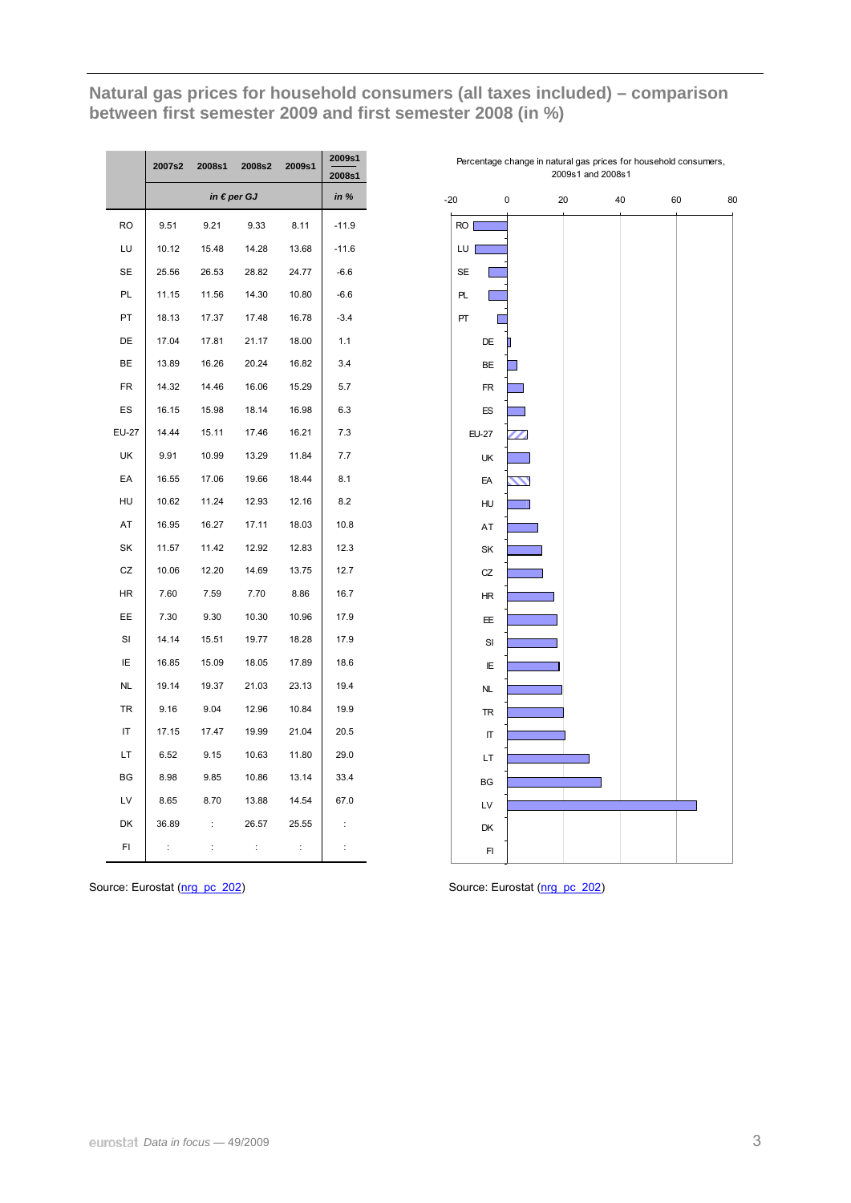## Natural gas prices for household consumers (all taxes included) – comparison between first semester 2009 and first semester 2008 (in %)

| | 2007s2 | 2008s1 | 2008s2 | 2009s1 | 2009s1 / 2008s1 |
|---|---|---|---|---|---|
| | *in € per GJ* | | | | *in %* |
| RO | 9.51 | 9.21 | 9.33 | 8.11 | -11.9 |
| LU | 10.12 | 15.48 | 14.28 | 13.68 | -11.6 |
| SE | 25.56 | 26.53 | 28.82 | 24.77 | -6.6 |
| PL | 11.15 | 11.56 | 14.30 | 10.80 | -6.6 |
| PT | 18.13 | 17.37 | 17.48 | 16.78 | -3.4 |
| DE | 17.04 | 17.81 | 21.17 | 18.00 | 1.1 |
| BE | 13.89 | 16.26 | 20.24 | 16.82 | 3.4 |
| FR | 14.32 | 14.46 | 16.06 | 15.29 | 5.7 |
| ES | 16.15 | 15.98 | 18.14 | 16.98 | 6.3 |
| EU-27 | 14.44 | 15.11 | 17.46 | 16.21 | 7.3 |
| UK | 9.91 | 10.99 | 13.29 | 11.84 | 7.7 |
| EA | 16.55 | 17.06 | 19.66 | 18.44 | 8.1 |
| HU | 10.62 | 11.24 | 12.93 | 12.16 | 8.2 |
| AT | 16.95 | 16.27 | 17.11 | 18.03 | 10.8 |
| SK | 11.57 | 11.42 | 12.92 | 12.83 | 12.3 |
| CZ | 10.06 | 12.20 | 14.69 | 13.75 | 12.7 |
| HR | 7.60 | 7.59 | 7.70 | 8.86 | 16.7 |
| EE | 7.30 | 9.30 | 10.30 | 10.96 | 17.9 |
| SI | 14.14 | 15.51 | 19.77 | 18.28 | 17.9 |
| IE | 16.85 | 15.09 | 18.05 | 17.89 | 18.6 |
| NL | 19.14 | 19.37 | 21.03 | 23.13 | 19.4 |
| TR | 9.16 | 9.04 | 12.96 | 10.84 | 19.9 |
| IT | 17.15 | 17.47 | 19.99 | 21.04 | 20.5 |
| LT | 6.52 | 9.15 | 10.63 | 11.80 | 29.0 |
| BG | 8.98 | 9.85 | 10.86 | 13.14 | 33.4 |
| LV | 8.65 | 8.70 | 13.88 | 14.54 | 67.0 |
| DK | 36.89 | : | 26.57 | 25.55 | : |
| FI | : | : | : | : | : |

Source: Eurostat (nrg_pc_202)

Percentage change in natural gas prices for household consumers, 2009s1 and 2008s1

Source: Eurostat (nrg_pc_202)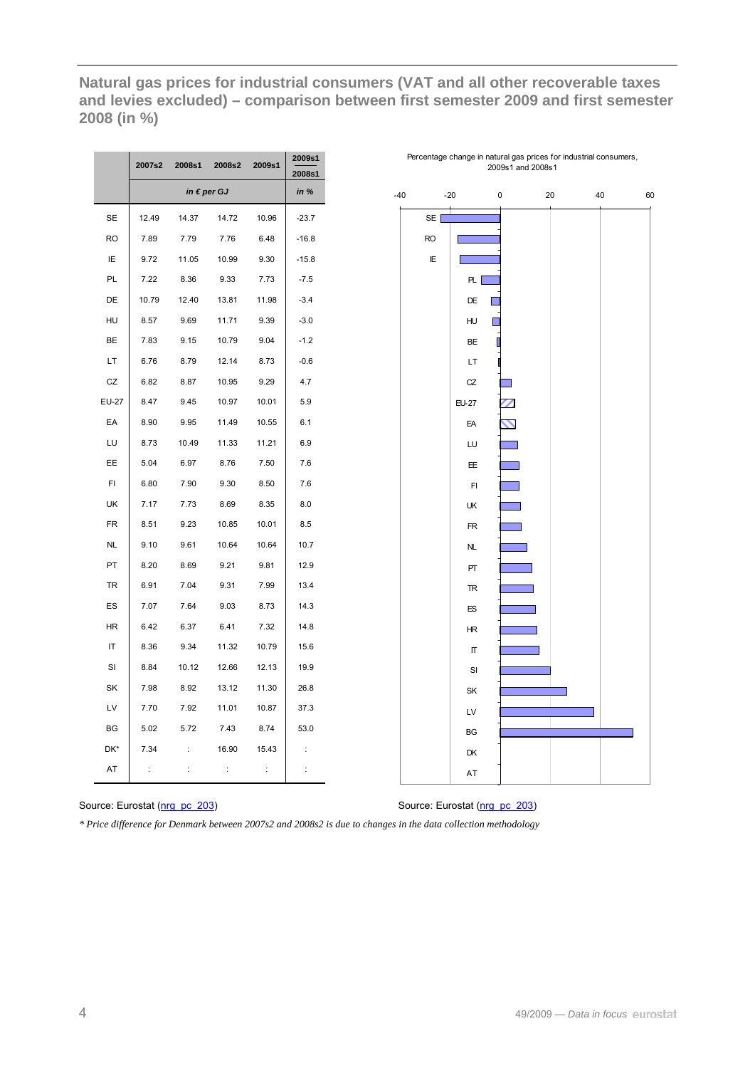## Natural gas prices for industrial consumers (VAT and all other recoverable taxes and levies excluded) – comparison between first semester 2009 and first semester 2008 (in %)

| | 2007s2 | 2008s1 | 2008s2 | 2009s1 | 2009s1 / 2008s1 |
|---|---|---|---|---|---|
| | *in € per GJ* | | | | *in %* |
| SE | 12.49 | 14.37 | 14.72 | 10.96 | -23.7 |
| RO | 7.89 | 7.79 | 7.76 | 6.48 | -16.8 |
| IE | 9.72 | 11.05 | 10.99 | 9.30 | -15.8 |
| PL | 7.22 | 8.36 | 9.33 | 7.73 | -7.5 |
| DE | 10.79 | 12.40 | 13.81 | 11.98 | -3.4 |
| HU | 8.57 | 9.69 | 11.71 | 9.39 | -3.0 |
| BE | 7.83 | 9.15 | 10.79 | 9.04 | -1.2 |
| LT | 6.76 | 8.79 | 12.14 | 8.73 | -0.6 |
| CZ | 6.82 | 8.87 | 10.95 | 9.29 | 4.7 |
| EU-27 | 8.47 | 9.45 | 10.97 | 10.01 | 5.9 |
| EA | 8.90 | 9.95 | 11.49 | 10.55 | 6.1 |
| LU | 8.73 | 10.49 | 11.33 | 11.21 | 6.9 |
| EE | 5.04 | 6.97 | 8.76 | 7.50 | 7.6 |
| FI | 6.80 | 7.90 | 9.30 | 8.50 | 7.6 |
| UK | 7.17 | 7.73 | 8.69 | 8.35 | 8.0 |
| FR | 8.51 | 9.23 | 10.85 | 10.01 | 8.5 |
| NL | 9.10 | 9.61 | 10.64 | 10.64 | 10.7 |
| PT | 8.20 | 8.69 | 9.21 | 9.81 | 12.9 |
| TR | 6.91 | 7.04 | 9.31 | 7.99 | 13.4 |
| ES | 7.07 | 7.64 | 9.03 | 8.73 | 14.3 |
| HR | 6.42 | 6.37 | 6.41 | 7.32 | 14.8 |
| IT | 8.36 | 9.34 | 11.32 | 10.79 | 15.6 |
| SI | 8.84 | 10.12 | 12.66 | 12.13 | 19.9 |
| SK | 7.98 | 8.92 | 13.12 | 11.30 | 26.8 |
| LV | 7.70 | 7.92 | 11.01 | 10.87 | 37.3 |
| BG | 5.02 | 5.72 | 7.43 | 8.74 | 53.0 |
| DK* | 7.34 | : | 16.90 | 15.43 | : |
| AT | : | : | : | : | : |

Source: Eurostat (nrg_pc_203)

Percentage change in natural gas prices for industrial consumers, 2009s1 and 2008s1

Source: Eurostat (nrg_pc_203)

*\* Price difference for Denmark between 2007s2 and 2008s2 is due to changes in the data collection methodology*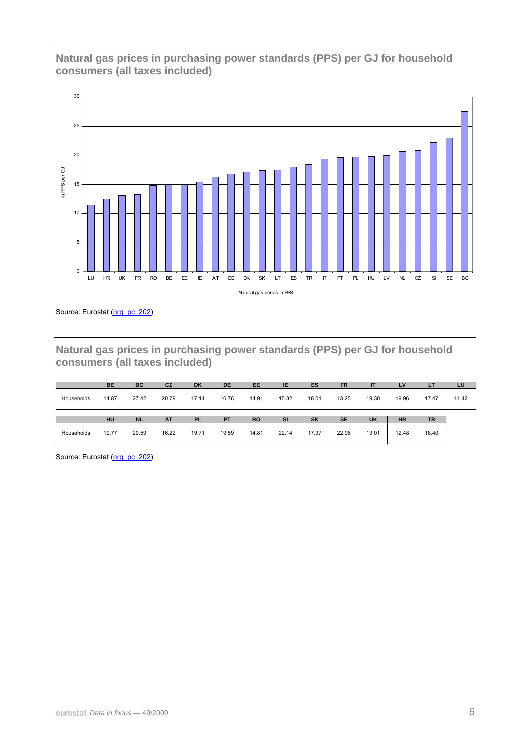## Natural gas prices in purchasing power standards (PPS) per GJ for household consumers (all taxes included)

Source: Eurostat (nrg_pc_202)

## Natural gas prices in purchasing power standards (PPS) per GJ for household consumers (all taxes included)

| | BE | BG | CZ | DK | DE | EE | IE | ES | FR | IT | LV | LT | LU |
|---|---|---|---|---|---|---|---|---|---|---|---|---|---|
| Households | 14.87 | 27.42 | 20.79 | 17.14 | 16.76 | 14.91 | 15.32 | 18.01 | 13.25 | 19.30 | 19.96 | 17.47 | 11.42 |

| | HU | NL | AT | PL | PT | RO | SI | SK | SE | UK | HR | TR |
|---|---|---|---|---|---|---|---|---|---|---|---|---|
| Households | 19.77 | 20.59 | 16.22 | 19.71 | 19.59 | 14.81 | 22.14 | 17.37 | 22.96 | 13.01 | 12.48 | 18.40 |

Source: Eurostat (nrg_pc_202)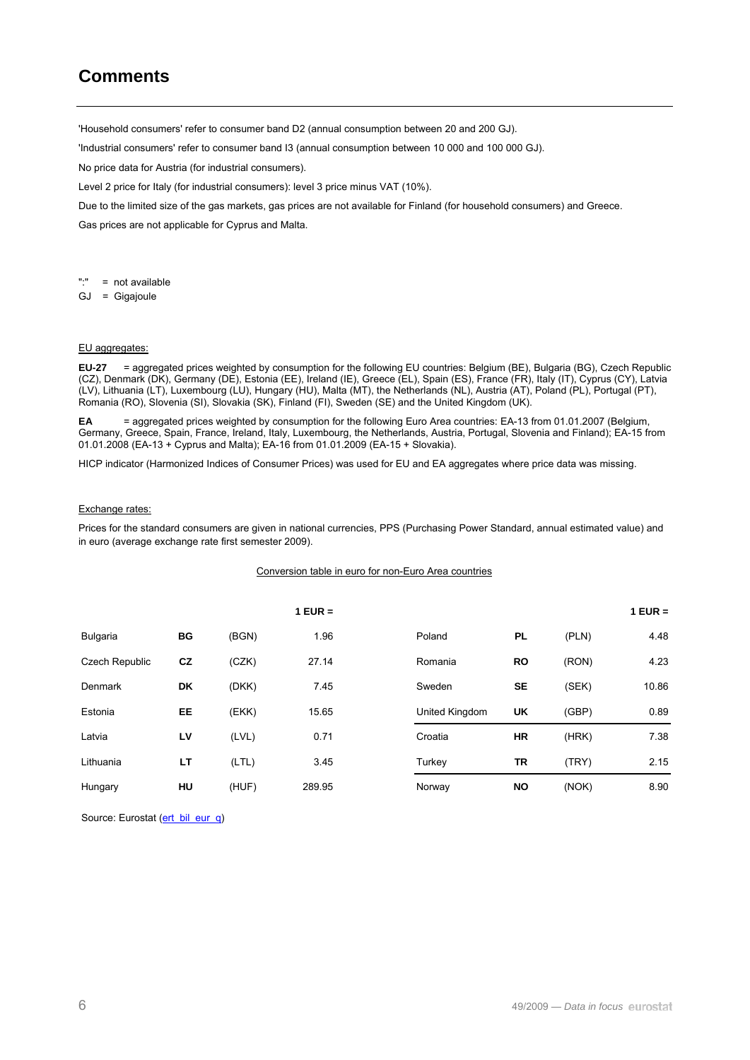# Comments

'Household consumers' refer to consumer band D2 (annual consumption between 20 and 200 GJ).

'Industrial consumers' refer to consumer band I3 (annual consumption between 10 000 and 100 000 GJ).

No price data for Austria (for industrial consumers).

Level 2 price for Italy (for industrial consumers): level 3 price minus VAT (10%).

Due to the limited size of the gas markets, gas prices are not available for Finland (for household consumers) and Greece.

Gas prices are not applicable for Cyprus and Malta.

":" = not available
GJ = Gigajoule

EU aggregates:

**EU-27** = aggregated prices weighted by consumption for the following EU countries: Belgium (BE), Bulgaria (BG), Czech Republic (CZ), Denmark (DK), Germany (DE), Estonia (EE), Ireland (IE), Greece (EL), Spain (ES), France (FR), Italy (IT), Cyprus (CY), Latvia (LV), Lithuania (LT), Luxembourg (LU), Hungary (HU), Malta (MT), the Netherlands (NL), Austria (AT), Poland (PL), Portugal (PT), Romania (RO), Slovenia (SI), Slovakia (SK), Finland (FI), Sweden (SE) and the United Kingdom (UK).

**EA** = aggregated prices weighted by consumption for the following Euro Area countries: EA-13 from 01.01.2007 (Belgium, Germany, Greece, Spain, France, Ireland, Italy, Luxembourg, the Netherlands, Austria, Portugal, Slovenia and Finland); EA-15 from 01.01.2008 (EA-13 + Cyprus and Malta); EA-16 from 01.01.2009 (EA-15 + Slovakia).

HICP indicator (Harmonized Indices of Consumer Prices) was used for EU and EA aggregates where price data was missing.

Exchange rates:

Prices for the standard consumers are given in national currencies, PPS (Purchasing Power Standard, annual estimated value) and in euro (average exchange rate first semester 2009).

Conversion table in euro for non-Euro Area countries

| | | | 1 EUR = | | | | 1 EUR = |
|---|---|---|---|---|---|---|---|
| Bulgaria | **BG** | (BGN) | 1.96 | Poland | **PL** | (PLN) | 4.48 |
| Czech Republic | **CZ** | (CZK) | 27.14 | Romania | **RO** | (RON) | 4.23 |
| Denmark | **DK** | (DKK) | 7.45 | Sweden | **SE** | (SEK) | 10.86 |
| Estonia | **EE** | (EKK) | 15.65 | United Kingdom | **UK** | (GBP) | 0.89 |
| Latvia | **LV** | (LVL) | 0.71 | Croatia | **HR** | (HRK) | 7.38 |
| Lithuania | **LT** | (LTL) | 3.45 | Turkey | **TR** | (TRY) | 2.15 |
| Hungary | **HU** | (HUF) | 289.95 | Norway | **NO** | (NOK) | 8.90 |

Source: Eurostat (ert_bil_eur_q)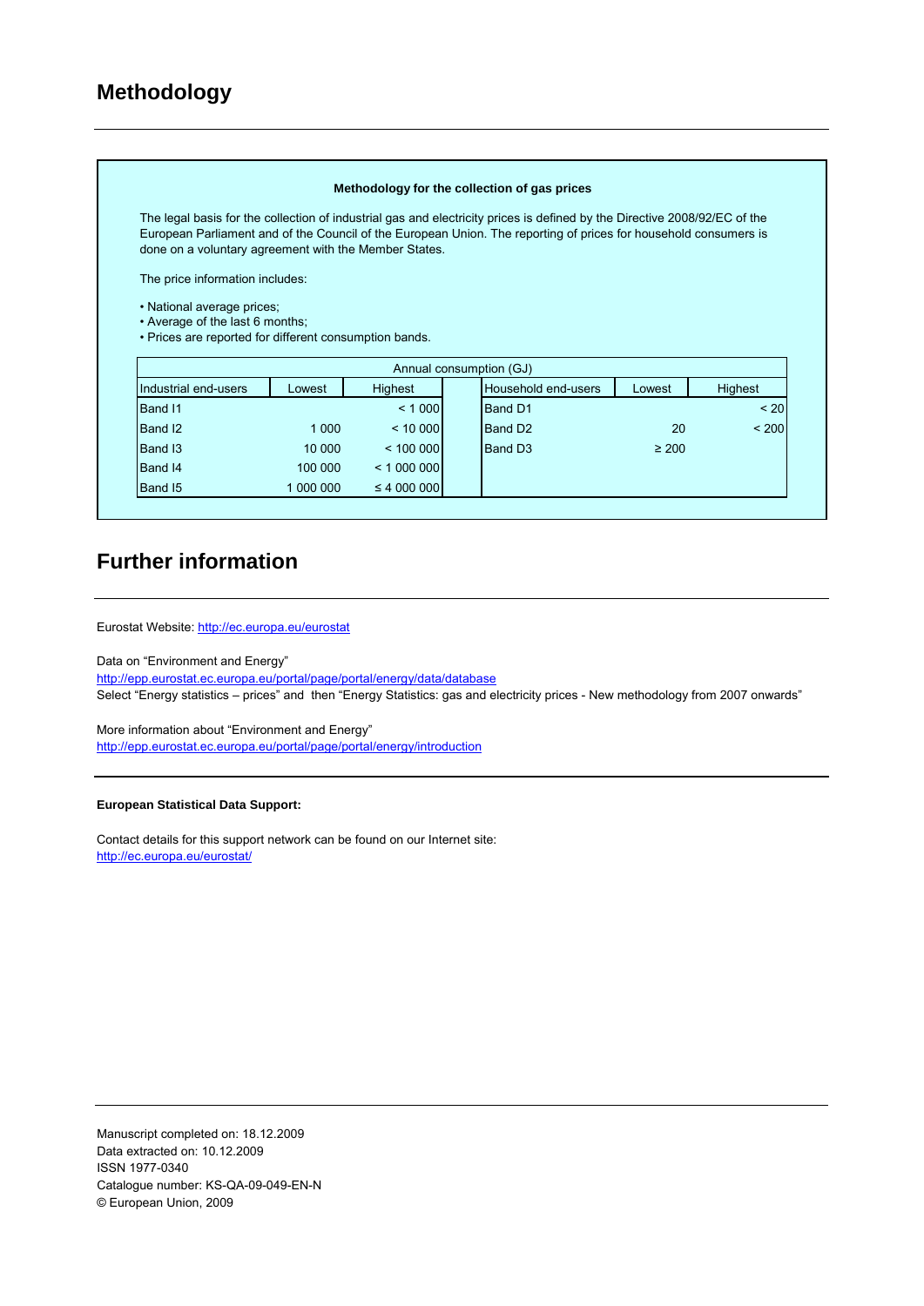# Methodology

**Methodology for the collection of gas prices**

The legal basis for the collection of industrial gas and electricity prices is defined by the Directive 2008/92/EC of the European Parliament and of the Council of the European Union. The reporting of prices for household consumers is done on a voluntary agreement with the Member States.

The price information includes:

- National average prices;
- Average of the last 6 months;
- Prices are reported for different consumption bands.

| Annual consumption (GJ) | | | | | | |
|---|---|---|---|---|---|---|
| Industrial end-users | Lowest | Highest | | Household end-users | Lowest | Highest |
| Band I1 | | < 1 000 | | Band D1 | | < 20 |
| Band I2 | 1 000 | < 10 000 | | Band D2 | 20 | < 200 |
| Band I3 | 10 000 | < 100 000 | | Band D3 | ≥ 200 | |
| Band I4 | 100 000 | < 1 000 000 | | | | |
| Band I5 | 1 000 000 | ≤ 4 000 000 | | | | |

# Further information

Eurostat Website: http://ec.europa.eu/eurostat

Data on "Environment and Energy"
http://epp.eurostat.ec.europa.eu/portal/page/portal/energy/data/database
Select "Energy statistics – prices" and then "Energy Statistics: gas and electricity prices - New methodology from 2007 onwards"

More information about "Environment and Energy"
http://epp.eurostat.ec.europa.eu/portal/page/portal/energy/introduction

**European Statistical Data Support:**

Contact details for this support network can be found on our Internet site:
http://ec.europa.eu/eurostat/

Manuscript completed on: 18.12.2009
Data extracted on: 10.12.2009
ISSN 1977-0340
Catalogue number: KS-QA-09-049-EN-N
© European Union, 2009